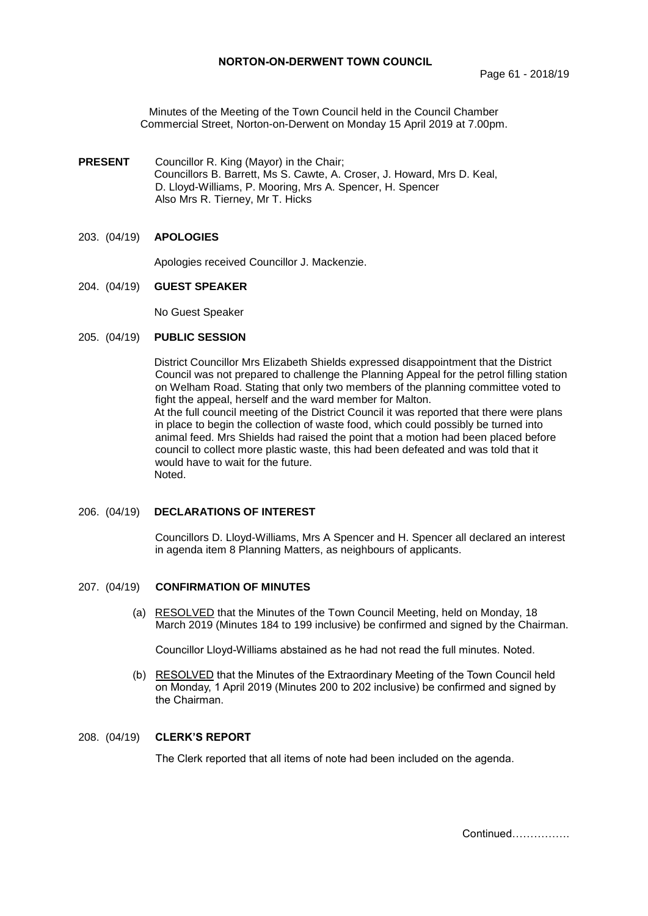# NORTON-ON-DERWENT TOWN COUNCIL

Minutes of the Meeting of the Town Council held in the Council Chamber Commercial Street, Norton-on-Derwent on Monday 15 April 2019 at 7.00pm.

**PRESENT** Councillor R. King (Mayor) in the Chair;
Councillors B. Barrett, Ms S. Cawte, A. Croser, J. Howard, Mrs D. Keal, D. Lloyd-Williams, P. Mooring, Mrs A. Spencer, H. Spencer
Also Mrs R. Tierney, Mr T. Hicks

## 203. (04/19) APOLOGIES

Apologies received Councillor J. Mackenzie.

## 204. (04/19) GUEST SPEAKER

No Guest Speaker

## 205. (04/19) PUBLIC SESSION

District Councillor Mrs Elizabeth Shields expressed disappointment that the District Council was not prepared to challenge the Planning Appeal for the petrol filling station on Welham Road. Stating that only two members of the planning committee voted to fight the appeal, herself and the ward member for Malton.
At the full council meeting of the District Council it was reported that there were plans in place to begin the collection of waste food, which could possibly be turned into animal feed. Mrs Shields had raised the point that a motion had been placed before council to collect more plastic waste, this had been defeated and was told that it would have to wait for the future.
Noted.

## 206. (04/19) DECLARATIONS OF INTEREST

Councillors D. Lloyd-Williams, Mrs A Spencer and H. Spencer all declared an interest in agenda item 8 Planning Matters, as neighbours of applicants.

## 207. (04/19) CONFIRMATION OF MINUTES

(a) RESOLVED that the Minutes of the Town Council Meeting, held on Monday, 18 March 2019 (Minutes 184 to 199 inclusive) be confirmed and signed by the Chairman.

Councillor Lloyd-Williams abstained as he had not read the full minutes. Noted.

(b) RESOLVED that the Minutes of the Extraordinary Meeting of the Town Council held on Monday, 1 April 2019 (Minutes 200 to 202 inclusive) be confirmed and signed by the Chairman.

## 208. (04/19) CLERK'S REPORT

The Clerk reported that all items of note had been included on the agenda.

Continued…………….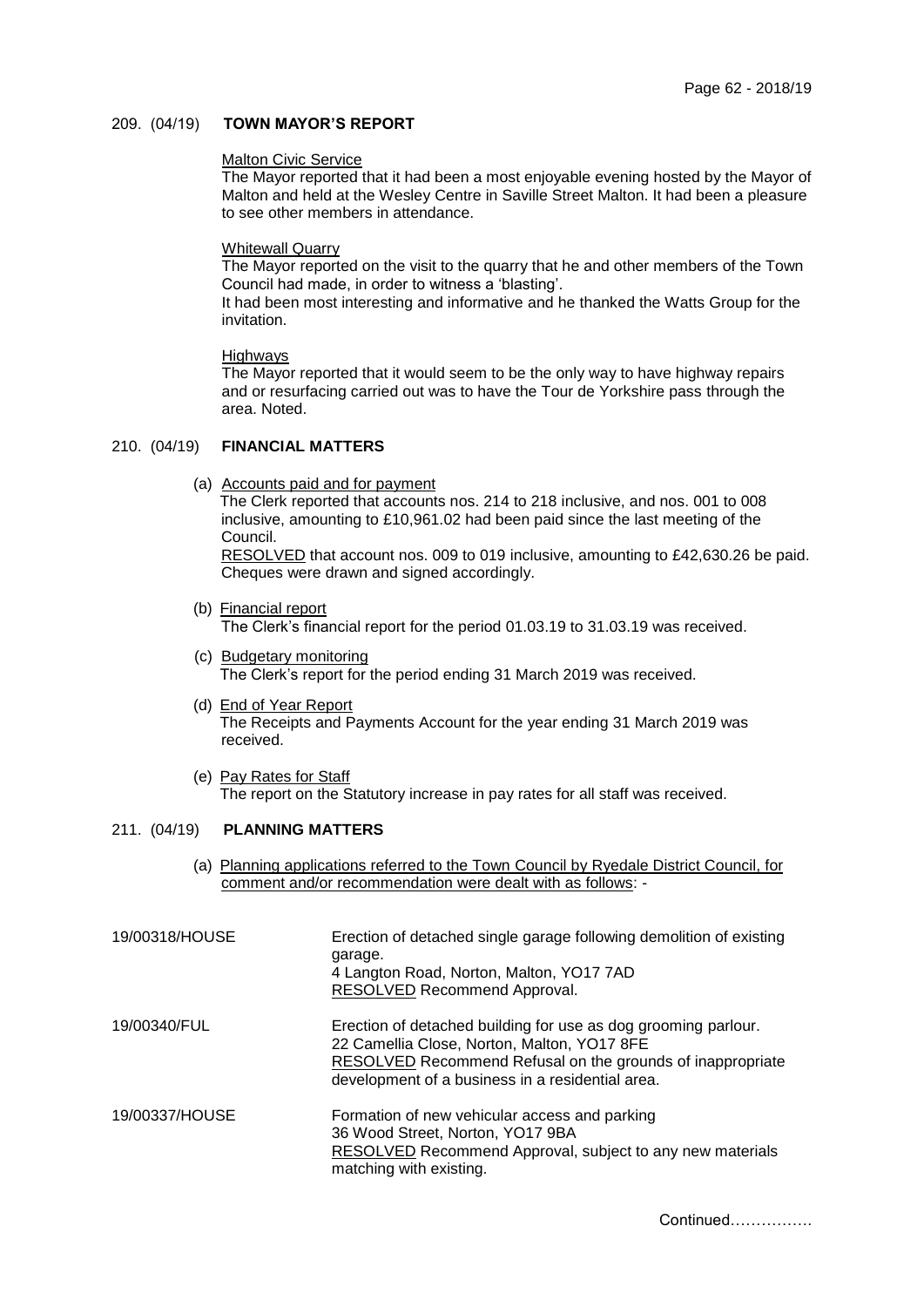## 209. (04/19) **TOWN MAYOR'S REPORT**

Malton Civic Service

The Mayor reported that it had been a most enjoyable evening hosted by the Mayor of Malton and held at the Wesley Centre in Saville Street Malton. It had been a pleasure to see other members in attendance.

Whitewall Quarry

The Mayor reported on the visit to the quarry that he and other members of the Town Council had made, in order to witness a 'blasting'.

It had been most interesting and informative and he thanked the Watts Group for the invitation.

Highways

The Mayor reported that it would seem to be the only way to have highway repairs and or resurfacing carried out was to have the Tour de Yorkshire pass through the area. Noted.

## 210. (04/19) **FINANCIAL MATTERS**

(a) Accounts paid and for payment

The Clerk reported that accounts nos. 214 to 218 inclusive, and nos. 001 to 008 inclusive, amounting to £10,961.02 had been paid since the last meeting of the Council.

RESOLVED that account nos. 009 to 019 inclusive, amounting to £42,630.26 be paid. Cheques were drawn and signed accordingly.

(b) Financial report

The Clerk's financial report for the period 01.03.19 to 31.03.19 was received.

(c) Budgetary monitoring

The Clerk's report for the period ending 31 March 2019 was received.

(d) End of Year Report

The Receipts and Payments Account for the year ending 31 March 2019 was received.

(e) Pay Rates for Staff

The report on the Statutory increase in pay rates for all staff was received.

## 211. (04/19) **PLANNING MATTERS**

(a) Planning applications referred to the Town Council by Ryedale District Council, for comment and/or recommendation were dealt with as follows: -

19/00318/HOUSE — Erection of detached single garage following demolition of existing garage.
4 Langton Road, Norton, Malton, YO17 7AD
RESOLVED Recommend Approval.

19/00340/FUL — Erection of detached building for use as dog grooming parlour.
22 Camellia Close, Norton, Malton, YO17 8FE
RESOLVED Recommend Refusal on the grounds of inappropriate development of a business in a residential area.

19/00337/HOUSE — Formation of new vehicular access and parking
36 Wood Street, Norton, YO17 9BA
RESOLVED Recommend Approval, subject to any new materials matching with existing.

Continued……………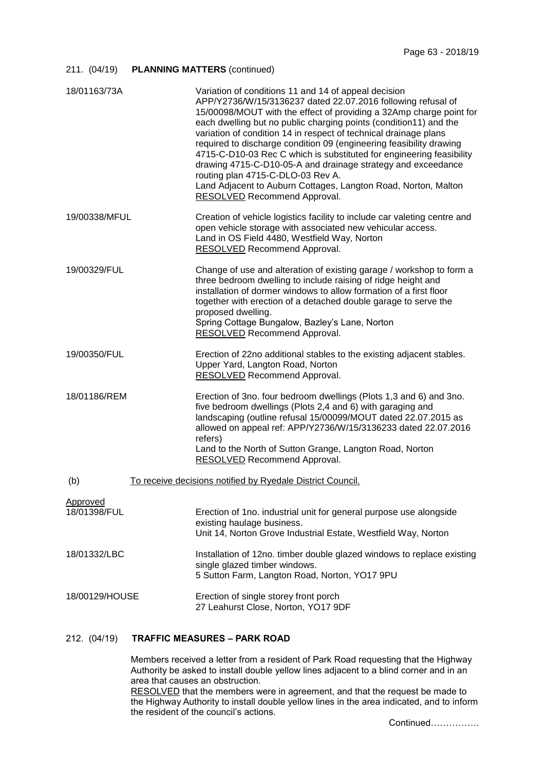211. (04/19) **PLANNING MATTERS** (continued)

18/01163/73A — Variation of conditions 11 and 14 of appeal decision APP/Y2736/W/15/3136237 dated 22.07.2016 following refusal of 15/00098/MOUT with the effect of providing a 32Amp charge point for each dwelling but no public charging points (condition11) and the variation of condition 14 in respect of technical drainage plans required to discharge condition 09 (engineering feasibility drawing 4715-C-D10-03 Rec C which is substituted for engineering feasibility drawing 4715-C-D10-05-A and drainage strategy and exceedance routing plan 4715-C-DLO-03 Rev A.
Land Adjacent to Auburn Cottages, Langton Road, Norton, Malton
RESOLVED Recommend Approval.

19/00338/MFUL — Creation of vehicle logistics facility to include car valeting centre and open vehicle storage with associated new vehicular access.
Land in OS Field 4480, Westfield Way, Norton
RESOLVED Recommend Approval.

19/00329/FUL — Change of use and alteration of existing garage / workshop to form a three bedroom dwelling to include raising of ridge height and installation of dormer windows to allow formation of a first floor together with erection of a detached double garage to serve the proposed dwelling.
Spring Cottage Bungalow, Bazley's Lane, Norton
RESOLVED Recommend Approval.

19/00350/FUL — Erection of 22no additional stables to the existing adjacent stables.
Upper Yard, Langton Road, Norton
RESOLVED Recommend Approval.

18/01186/REM — Erection of 3no. four bedroom dwellings (Plots 1,3 and 6) and 3no. five bedroom dwellings (Plots 2,4 and 6) with garaging and landscaping (outline refusal 15/00099/MOUT dated 22.07.2015 as allowed on appeal ref: APP/Y2736/W/15/3136233 dated 22.07.2016 refers)
Land to the North of Sutton Grange, Langton Road, Norton
RESOLVED Recommend Approval.

(b) To receive decisions notified by Ryedale District Council.

Approved

18/01398/FUL — Erection of 1no. industrial unit for general purpose use alongside existing haulage business.
Unit 14, Norton Grove Industrial Estate, Westfield Way, Norton

18/01332/LBC — Installation of 12no. timber double glazed windows to replace existing single glazed timber windows.
5 Sutton Farm, Langton Road, Norton, YO17 9PU

18/00129/HOUSE — Erection of single storey front porch
27 Leahurst Close, Norton, YO17 9DF

212. (04/19) **TRAFFIC MEASURES – PARK ROAD**

Members received a letter from a resident of Park Road requesting that the Highway Authority be asked to install double yellow lines adjacent to a blind corner and in an area that causes an obstruction.
RESOLVED that the members were in agreement, and that the request be made to the Highway Authority to install double yellow lines in the area indicated, and to inform the resident of the council's actions.

Continued…………….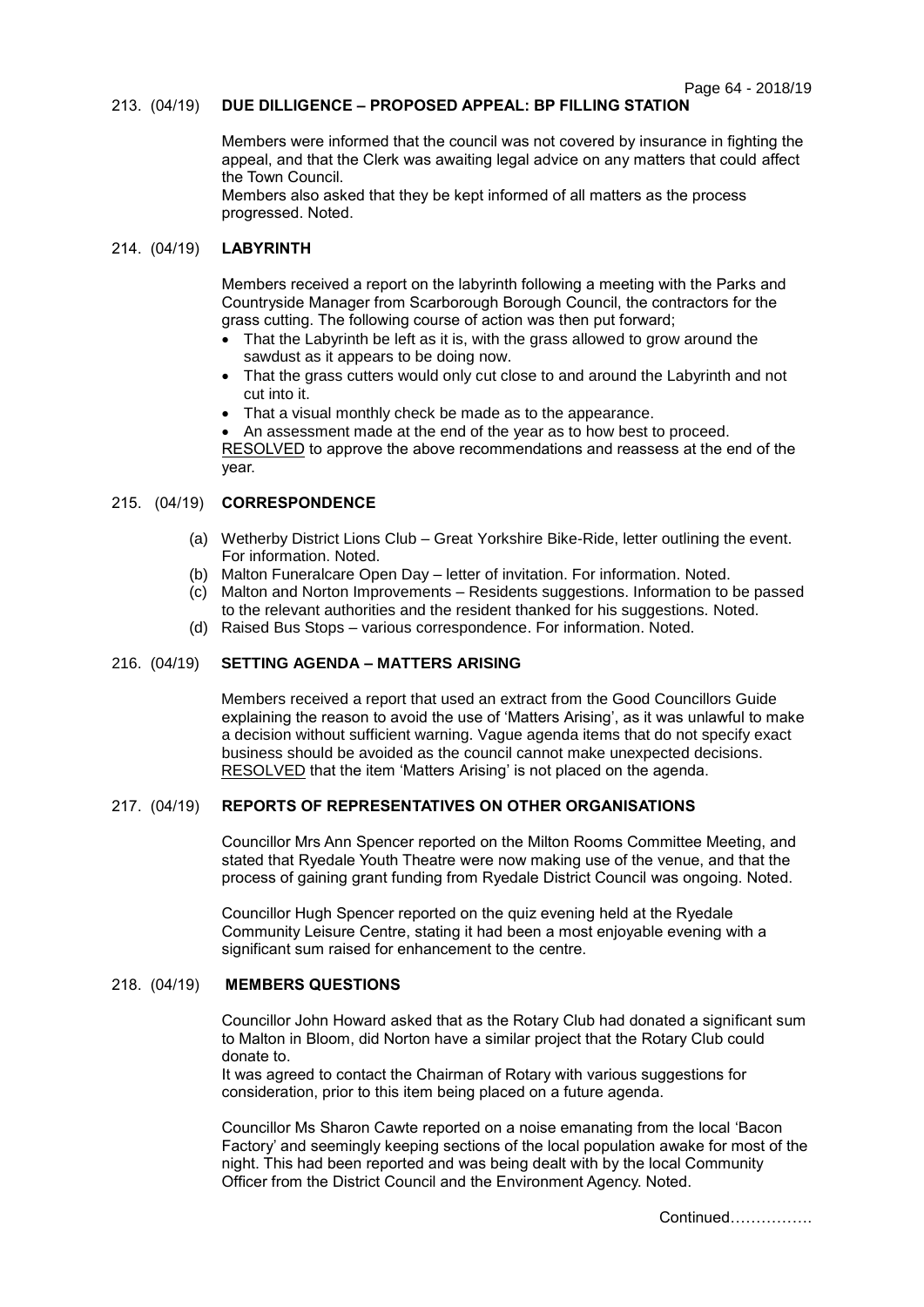## 213. (04/19) DUE DILLIGENCE – PROPOSED APPEAL: BP FILLING STATION

Members were informed that the council was not covered by insurance in fighting the appeal, and that the Clerk was awaiting legal advice on any matters that could affect the Town Council.
Members also asked that they be kept informed of all matters as the process progressed. Noted.

## 214. (04/19) LABYRINTH

Members received a report on the labyrinth following a meeting with the Parks and Countryside Manager from Scarborough Borough Council, the contractors for the grass cutting. The following course of action was then put forward;

- That the Labyrinth be left as it is, with the grass allowed to grow around the sawdust as it appears to be doing now.
- That the grass cutters would only cut close to and around the Labyrinth and not cut into it.
- That a visual monthly check be made as to the appearance.
- An assessment made at the end of the year as to how best to proceed.

RESOLVED to approve the above recommendations and reassess at the end of the year.

## 215. (04/19) CORRESPONDENCE

(a) Wetherby District Lions Club – Great Yorkshire Bike-Ride, letter outlining the event. For information. Noted.
(b) Malton Funeralcare Open Day – letter of invitation. For information. Noted.
(c) Malton and Norton Improvements – Residents suggestions. Information to be passed to the relevant authorities and the resident thanked for his suggestions. Noted.
(d) Raised Bus Stops – various correspondence. For information. Noted.

## 216. (04/19) SETTING AGENDA – MATTERS ARISING

Members received a report that used an extract from the Good Councillors Guide explaining the reason to avoid the use of 'Matters Arising', as it was unlawful to make a decision without sufficient warning. Vague agenda items that do not specify exact business should be avoided as the council cannot make unexpected decisions.
RESOLVED that the item 'Matters Arising' is not placed on the agenda.

## 217. (04/19) REPORTS OF REPRESENTATIVES ON OTHER ORGANISATIONS

Councillor Mrs Ann Spencer reported on the Milton Rooms Committee Meeting, and stated that Ryedale Youth Theatre were now making use of the venue, and that the process of gaining grant funding from Ryedale District Council was ongoing. Noted.

Councillor Hugh Spencer reported on the quiz evening held at the Ryedale Community Leisure Centre, stating it had been a most enjoyable evening with a significant sum raised for enhancement to the centre.

## 218. (04/19) MEMBERS QUESTIONS

Councillor John Howard asked that as the Rotary Club had donated a significant sum to Malton in Bloom, did Norton have a similar project that the Rotary Club could donate to.
It was agreed to contact the Chairman of Rotary with various suggestions for consideration, prior to this item being placed on a future agenda.

Councillor Ms Sharon Cawte reported on a noise emanating from the local 'Bacon Factory' and seemingly keeping sections of the local population awake for most of the night. This had been reported and was being dealt with by the local Community Officer from the District Council and the Environment Agency. Noted.

Continued…………….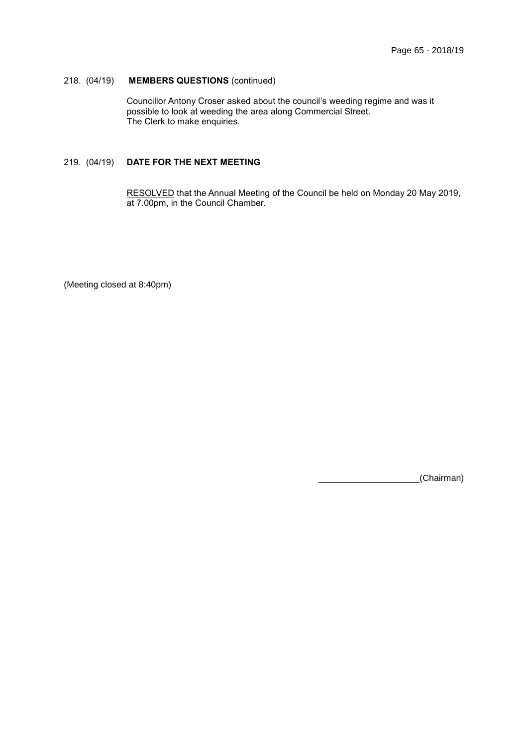218. (04/19) **MEMBERS QUESTIONS** (continued)

Councillor Antony Croser asked about the council's weeding regime and was it possible to look at weeding the area along Commercial Street.
The Clerk to make enquiries.

219. (04/19) **DATE FOR THE NEXT MEETING**

RESOLVED that the Annual Meeting of the Council be held on Monday 20 May 2019, at 7.00pm, in the Council Chamber.

(Meeting closed at 8:40pm)

\_\_\_\_\_\_\_\_\_\_\_\_\_\_\_\_\_\_\_\_(Chairman)